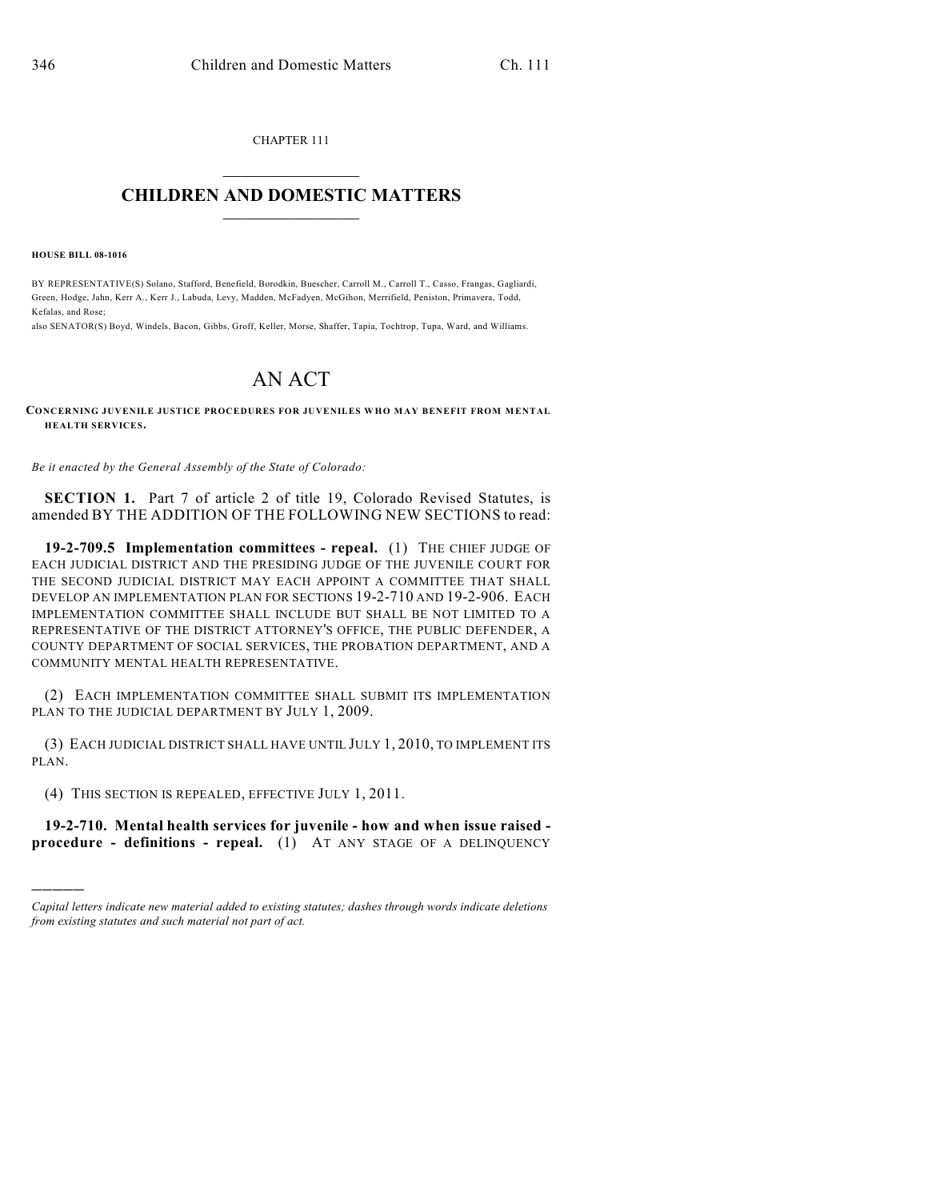CHAPTER 111

# CHILDREN AND DOMESTIC MATTERS

**HOUSE BILL 08-1016**

BY REPRESENTATIVE(S) Solano, Stafford, Benefield, Borodkin, Buescher, Carroll M., Carroll T., Casso, Frangas, Gagliardi, Green, Hodge, Jahn, Kerr A., Kerr J., Labuda, Levy, Madden, McFadyen, McGihon, Merrifield, Peniston, Primavera, Todd, Kefalas, and Rose;
also SENATOR(S) Boyd, Windels, Bacon, Gibbs, Groff, Keller, Morse, Shaffer, Tapia, Tochtrop, Tupa, Ward, and Williams.

# AN ACT

**CONCERNING JUVENILE JUSTICE PROCEDURES FOR JUVENILES WHO MAY BENEFIT FROM MENTAL HEALTH SERVICES.**

*Be it enacted by the General Assembly of the State of Colorado:*

**SECTION 1.** Part 7 of article 2 of title 19, Colorado Revised Statutes, is amended BY THE ADDITION OF THE FOLLOWING NEW SECTIONS to read:

**19-2-709.5 Implementation committees - repeal.** (1) THE CHIEF JUDGE OF EACH JUDICIAL DISTRICT AND THE PRESIDING JUDGE OF THE JUVENILE COURT FOR THE SECOND JUDICIAL DISTRICT MAY EACH APPOINT A COMMITTEE THAT SHALL DEVELOP AN IMPLEMENTATION PLAN FOR SECTIONS 19-2-710 AND 19-2-906. EACH IMPLEMENTATION COMMITTEE SHALL INCLUDE BUT SHALL BE NOT LIMITED TO A REPRESENTATIVE OF THE DISTRICT ATTORNEY'S OFFICE, THE PUBLIC DEFENDER, A COUNTY DEPARTMENT OF SOCIAL SERVICES, THE PROBATION DEPARTMENT, AND A COMMUNITY MENTAL HEALTH REPRESENTATIVE.

(2) EACH IMPLEMENTATION COMMITTEE SHALL SUBMIT ITS IMPLEMENTATION PLAN TO THE JUDICIAL DEPARTMENT BY JULY 1, 2009.

(3) EACH JUDICIAL DISTRICT SHALL HAVE UNTIL JULY 1, 2010, TO IMPLEMENT ITS PLAN.

(4) THIS SECTION IS REPEALED, EFFECTIVE JULY 1, 2011.

**19-2-710. Mental health services for juvenile - how and when issue raised - procedure - definitions - repeal.** (1) AT ANY STAGE OF A DELINQUENCY

*Capital letters indicate new material added to existing statutes; dashes through words indicate deletions from existing statutes and such material not part of act.*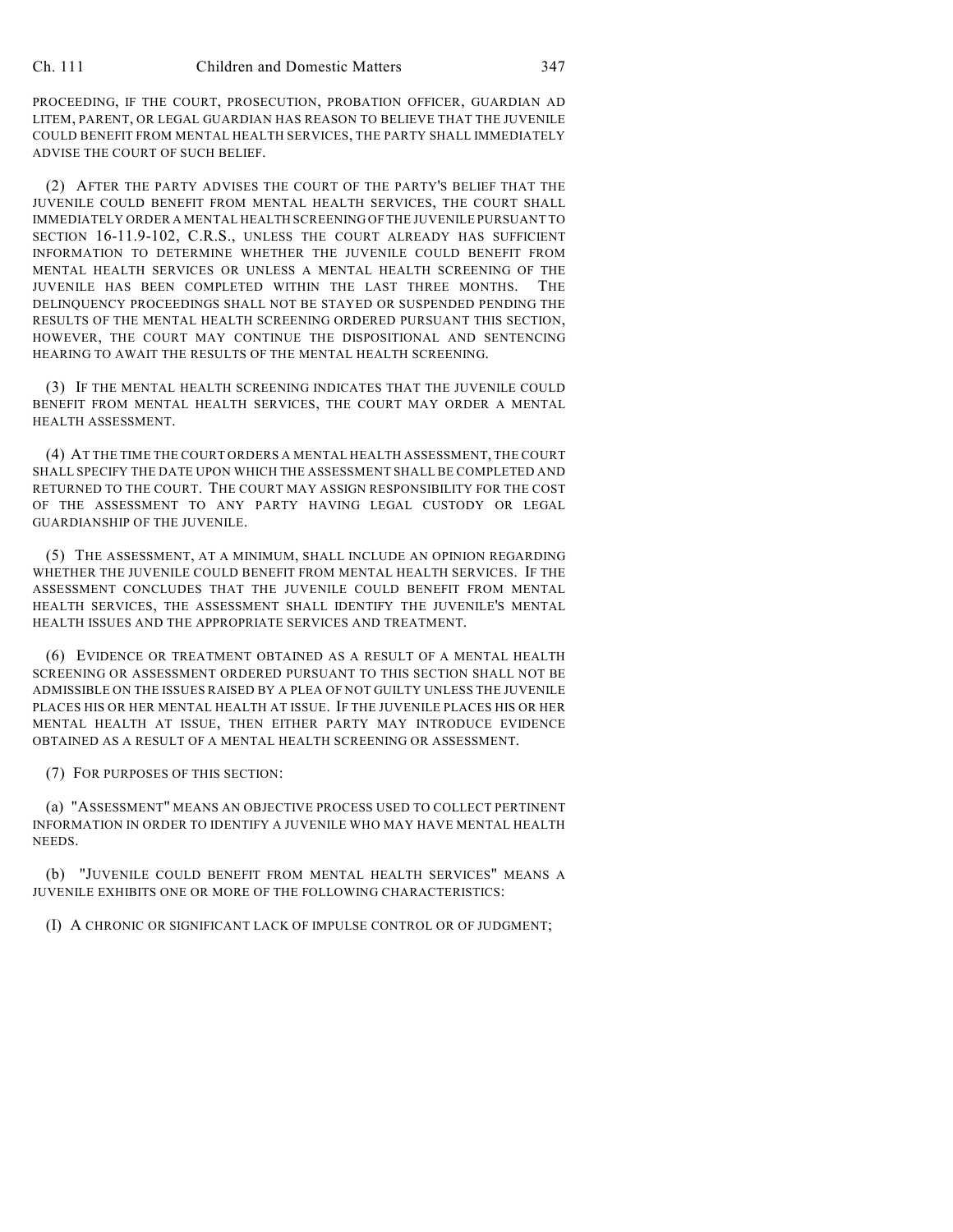PROCEEDING, IF THE COURT, PROSECUTION, PROBATION OFFICER, GUARDIAN AD LITEM, PARENT, OR LEGAL GUARDIAN HAS REASON TO BELIEVE THAT THE JUVENILE COULD BENEFIT FROM MENTAL HEALTH SERVICES, THE PARTY SHALL IMMEDIATELY ADVISE THE COURT OF SUCH BELIEF.

(2) AFTER THE PARTY ADVISES THE COURT OF THE PARTY'S BELIEF THAT THE JUVENILE COULD BENEFIT FROM MENTAL HEALTH SERVICES, THE COURT SHALL IMMEDIATELY ORDER A MENTAL HEALTH SCREENING OF THE JUVENILE PURSUANT TO SECTION 16-11.9-102, C.R.S., UNLESS THE COURT ALREADY HAS SUFFICIENT INFORMATION TO DETERMINE WHETHER THE JUVENILE COULD BENEFIT FROM MENTAL HEALTH SERVICES OR UNLESS A MENTAL HEALTH SCREENING OF THE JUVENILE HAS BEEN COMPLETED WITHIN THE LAST THREE MONTHS. THE DELINQUENCY PROCEEDINGS SHALL NOT BE STAYED OR SUSPENDED PENDING THE RESULTS OF THE MENTAL HEALTH SCREENING ORDERED PURSUANT THIS SECTION, HOWEVER, THE COURT MAY CONTINUE THE DISPOSITIONAL AND SENTENCING HEARING TO AWAIT THE RESULTS OF THE MENTAL HEALTH SCREENING.

(3) IF THE MENTAL HEALTH SCREENING INDICATES THAT THE JUVENILE COULD BENEFIT FROM MENTAL HEALTH SERVICES, THE COURT MAY ORDER A MENTAL HEALTH ASSESSMENT.

(4) AT THE TIME THE COURT ORDERS A MENTAL HEALTH ASSESSMENT, THE COURT SHALL SPECIFY THE DATE UPON WHICH THE ASSESSMENT SHALL BE COMPLETED AND RETURNED TO THE COURT. THE COURT MAY ASSIGN RESPONSIBILITY FOR THE COST OF THE ASSESSMENT TO ANY PARTY HAVING LEGAL CUSTODY OR LEGAL GUARDIANSHIP OF THE JUVENILE.

(5) THE ASSESSMENT, AT A MINIMUM, SHALL INCLUDE AN OPINION REGARDING WHETHER THE JUVENILE COULD BENEFIT FROM MENTAL HEALTH SERVICES. IF THE ASSESSMENT CONCLUDES THAT THE JUVENILE COULD BENEFIT FROM MENTAL HEALTH SERVICES, THE ASSESSMENT SHALL IDENTIFY THE JUVENILE'S MENTAL HEALTH ISSUES AND THE APPROPRIATE SERVICES AND TREATMENT.

(6) EVIDENCE OR TREATMENT OBTAINED AS A RESULT OF A MENTAL HEALTH SCREENING OR ASSESSMENT ORDERED PURSUANT TO THIS SECTION SHALL NOT BE ADMISSIBLE ON THE ISSUES RAISED BY A PLEA OF NOT GUILTY UNLESS THE JUVENILE PLACES HIS OR HER MENTAL HEALTH AT ISSUE. IF THE JUVENILE PLACES HIS OR HER MENTAL HEALTH AT ISSUE, THEN EITHER PARTY MAY INTRODUCE EVIDENCE OBTAINED AS A RESULT OF A MENTAL HEALTH SCREENING OR ASSESSMENT.

(7) FOR PURPOSES OF THIS SECTION:

(a) "ASSESSMENT" MEANS AN OBJECTIVE PROCESS USED TO COLLECT PERTINENT INFORMATION IN ORDER TO IDENTIFY A JUVENILE WHO MAY HAVE MENTAL HEALTH NEEDS.

(b) "JUVENILE COULD BENEFIT FROM MENTAL HEALTH SERVICES" MEANS A JUVENILE EXHIBITS ONE OR MORE OF THE FOLLOWING CHARACTERISTICS:

(I) A CHRONIC OR SIGNIFICANT LACK OF IMPULSE CONTROL OR OF JUDGMENT;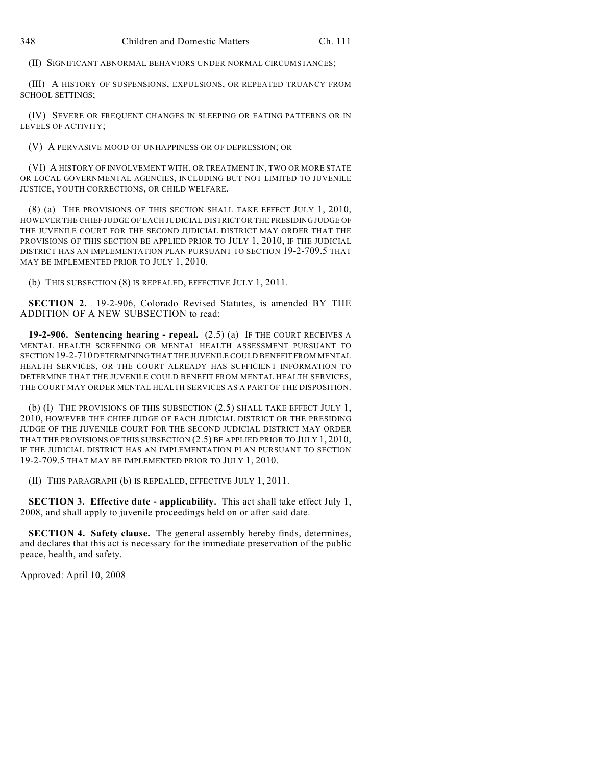(II) SIGNIFICANT ABNORMAL BEHAVIORS UNDER NORMAL CIRCUMSTANCES;

(III) A HISTORY OF SUSPENSIONS, EXPULSIONS, OR REPEATED TRUANCY FROM SCHOOL SETTINGS;

(IV) SEVERE OR FREQUENT CHANGES IN SLEEPING OR EATING PATTERNS OR IN LEVELS OF ACTIVITY;

(V) A PERVASIVE MOOD OF UNHAPPINESS OR OF DEPRESSION; OR

(VI) A HISTORY OF INVOLVEMENT WITH, OR TREATMENT IN, TWO OR MORE STATE OR LOCAL GOVERNMENTAL AGENCIES, INCLUDING BUT NOT LIMITED TO JUVENILE JUSTICE, YOUTH CORRECTIONS, OR CHILD WELFARE.

(8) (a) THE PROVISIONS OF THIS SECTION SHALL TAKE EFFECT JULY 1, 2010, HOWEVER THE CHIEF JUDGE OF EACH JUDICIAL DISTRICT OR THE PRESIDING JUDGE OF THE JUVENILE COURT FOR THE SECOND JUDICIAL DISTRICT MAY ORDER THAT THE PROVISIONS OF THIS SECTION BE APPLIED PRIOR TO JULY 1, 2010, IF THE JUDICIAL DISTRICT HAS AN IMPLEMENTATION PLAN PURSUANT TO SECTION 19-2-709.5 THAT MAY BE IMPLEMENTED PRIOR TO JULY 1, 2010.

(b) THIS SUBSECTION (8) IS REPEALED, EFFECTIVE JULY 1, 2011.

**SECTION 2.** 19-2-906, Colorado Revised Statutes, is amended BY THE ADDITION OF A NEW SUBSECTION to read:

**19-2-906. Sentencing hearing - repeal.** (2.5) (a) IF THE COURT RECEIVES A MENTAL HEALTH SCREENING OR MENTAL HEALTH ASSESSMENT PURSUANT TO SECTION 19-2-710 DETERMINING THAT THE JUVENILE COULD BENEFIT FROM MENTAL HEALTH SERVICES, OR THE COURT ALREADY HAS SUFFICIENT INFORMATION TO DETERMINE THAT THE JUVENILE COULD BENEFIT FROM MENTAL HEALTH SERVICES, THE COURT MAY ORDER MENTAL HEALTH SERVICES AS A PART OF THE DISPOSITION.

(b) (I) THE PROVISIONS OF THIS SUBSECTION (2.5) SHALL TAKE EFFECT JULY 1, 2010, HOWEVER THE CHIEF JUDGE OF EACH JUDICIAL DISTRICT OR THE PRESIDING JUDGE OF THE JUVENILE COURT FOR THE SECOND JUDICIAL DISTRICT MAY ORDER THAT THE PROVISIONS OF THIS SUBSECTION (2.5) BE APPLIED PRIOR TO JULY 1, 2010, IF THE JUDICIAL DISTRICT HAS AN IMPLEMENTATION PLAN PURSUANT TO SECTION 19-2-709.5 THAT MAY BE IMPLEMENTED PRIOR TO JULY 1, 2010.

(II) THIS PARAGRAPH (b) IS REPEALED, EFFECTIVE JULY 1, 2011.

**SECTION 3. Effective date - applicability.** This act shall take effect July 1, 2008, and shall apply to juvenile proceedings held on or after said date.

**SECTION 4. Safety clause.** The general assembly hereby finds, determines, and declares that this act is necessary for the immediate preservation of the public peace, health, and safety.

Approved: April 10, 2008